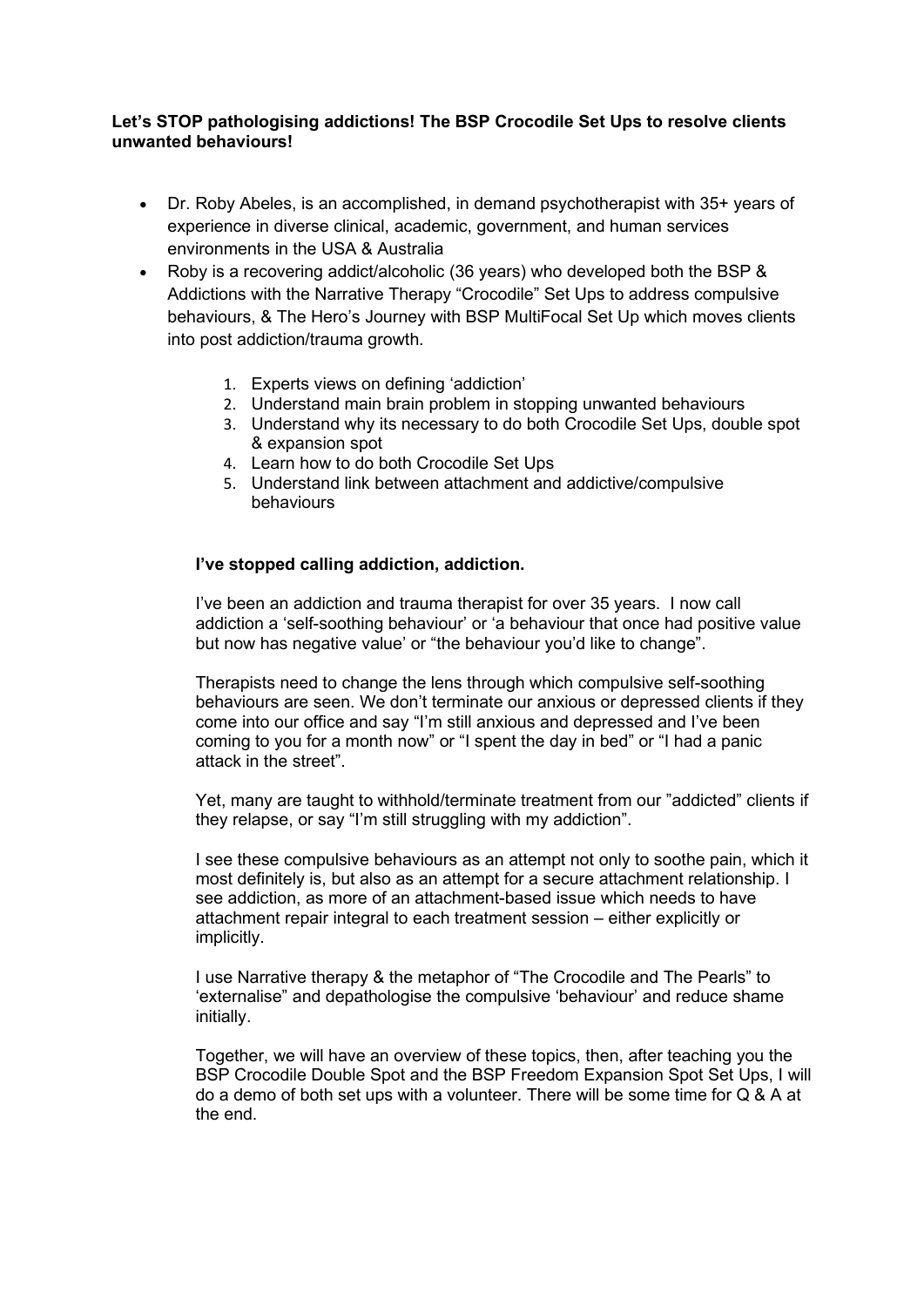**Let's STOP pathologising addictions! The BSP Crocodile Set Ups to resolve clients unwanted behaviours!**

- Dr. Roby Abeles, is an accomplished, in demand psychotherapist with 35+ years of experience in diverse clinical, academic, government, and human services environments in the USA & Australia
- Roby is a recovering addict/alcoholic (36 years) who developed both the BSP & Addictions with the Narrative Therapy "Crocodile" Set Ups to address compulsive behaviours, & The Hero's Journey with BSP MultiFocal Set Up which moves clients into post addiction/trauma growth.

  1. Experts views on defining 'addiction'
  2. Understand main brain problem in stopping unwanted behaviours
  3. Understand why its necessary to do both Crocodile Set Ups, double spot & expansion spot
  4. Learn how to do both Crocodile Set Ups
  5. Understand link between attachment and addictive/compulsive behaviours

**I've stopped calling addiction, addiction.**

I've been an addiction and trauma therapist for over 35 years. I now call addiction a 'self-soothing behaviour' or 'a behaviour that once had positive value but now has negative value' or "the behaviour you'd like to change".

Therapists need to change the lens through which compulsive self-soothing behaviours are seen. We don't terminate our anxious or depressed clients if they come into our office and say "I'm still anxious and depressed and I've been coming to you for a month now" or "I spent the day in bed" or "I had a panic attack in the street".

Yet, many are taught to withhold/terminate treatment from our "addicted" clients if they relapse, or say "I'm still struggling with my addiction".

I see these compulsive behaviours as an attempt not only to soothe pain, which it most definitely is, but also as an attempt for a secure attachment relationship. I see addiction, as more of an attachment-based issue which needs to have attachment repair integral to each treatment session – either explicitly or implicitly.

I use Narrative therapy & the metaphor of "The Crocodile and The Pearls" to 'externalise" and depathologise the compulsive 'behaviour' and reduce shame initially.

Together, we will have an overview of these topics, then, after teaching you the BSP Crocodile Double Spot and the BSP Freedom Expansion Spot Set Ups, I will do a demo of both set ups with a volunteer. There will be some time for Q & A at the end.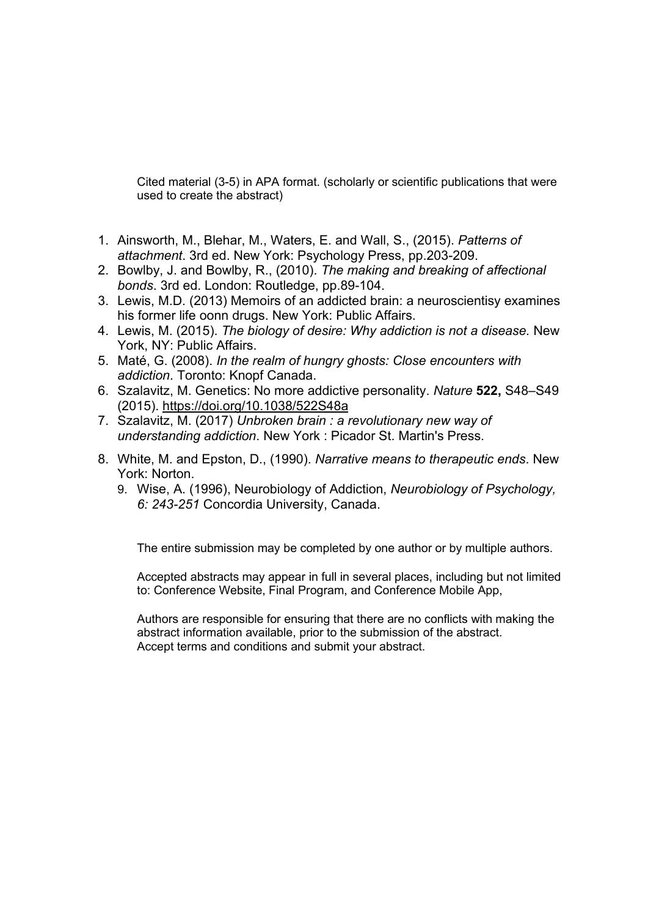Cited material (3-5) in APA format. (scholarly or scientific publications that were used to create the abstract)

1. Ainsworth, M., Blehar, M., Waters, E. and Wall, S., (2015). *Patterns of attachment*. 3rd ed. New York: Psychology Press, pp.203-209.
2. Bowlby, J. and Bowlby, R., (2010). *The making and breaking of affectional bonds*. 3rd ed. London: Routledge, pp.89-104.
3. Lewis, M.D. (2013) Memoirs of an addicted brain: a neuroscientisy examines his former life oonn drugs. New York: Public Affairs.
4. Lewis, M. (2015). *The biology of desire: Why addiction is not a disease.* New York, NY: Public Affairs.
5. Maté, G. (2008). *In the realm of hungry ghosts: Close encounters with addiction*. Toronto: Knopf Canada.
6. Szalavitz, M. Genetics: No more addictive personality. *Nature* **522,** S48–S49 (2015). https://doi.org/10.1038/522S48a
7. Szalavitz, M. (2017) *Unbroken brain : a revolutionary new way of understanding addiction*. New York : Picador St. Martin's Press.
8. White, M. and Epston, D., (1990). *Narrative means to therapeutic ends*. New York: Norton.
9. Wise, A. (1996), Neurobiology of Addiction, *Neurobiology of Psychology, 6: 243-251* Concordia University, Canada.

The entire submission may be completed by one author or by multiple authors.

Accepted abstracts may appear in full in several places, including but not limited to: Conference Website, Final Program, and Conference Mobile App,

Authors are responsible for ensuring that there are no conflicts with making the abstract information available, prior to the submission of the abstract.
Accept terms and conditions and submit your abstract.